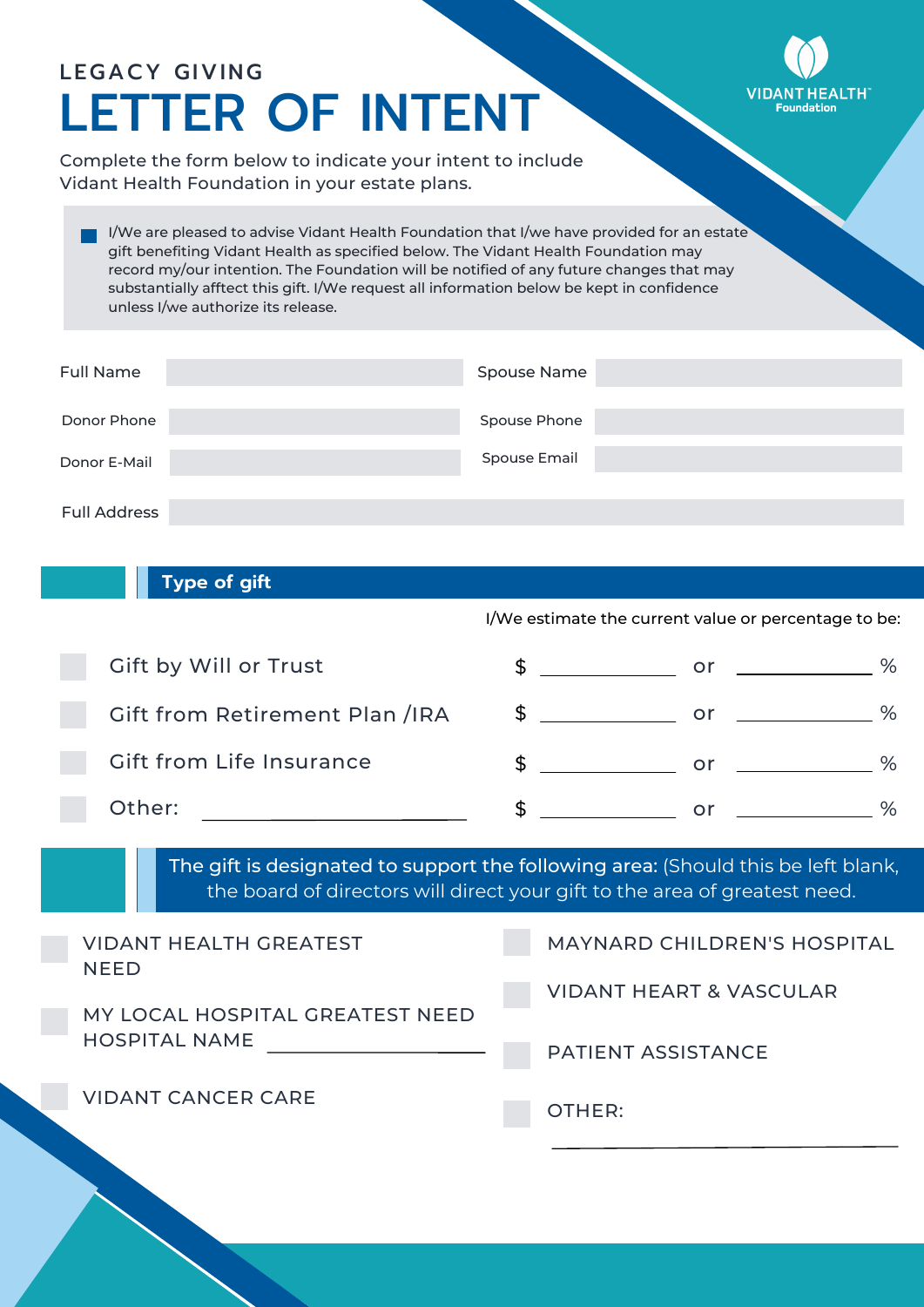VIDANT HEALTH Foundation

## LEGACY GIVING

# LETTER OF INTENT

Complete the form below to indicate your intent to include Vidant Health Foundation in your estate plans.

- [ ] I/We are pleased to advise Vidant Health Foundation that I/we have provided for an estate gift benefiting Vidant Health as specified below. The Vidant Health Foundation may record my/our intention. The Foundation will be notified of any future changes that may substantially afftect this gift. I/We request all information below be kept in confidence unless I/we authorize its release.

| | | | |
|---|---|---|---|
| Full Name | | Spouse Name | |
| Donor Phone | | Spouse Phone | |
| Donor E-Mail | | Spouse Email | |
| Full Address | | | |

## Type of gift

I/We estimate the current value or percentage to be:

| | | | |
|---|---|---|---|
| ☐ Gift by Will or Trust | $ ________ | or | ________ % |
| ☐ Gift from Retirement Plan /IRA | $ ________ | or | ________ % |
| ☐ Gift from Life Insurance | $ ________ | or | ________ % |
| ☐ Other: ________ | $ ________ | or | ________ % |

**The gift is designated to support the following area:** (Should this be left blank, the board of directors will direct your gift to the area of greatest need.

- ☐ VIDANT HEALTH GREATEST NEED
- ☐ MY LOCAL HOSPITAL GREATEST NEED HOSPITAL NAME ________
- ☐ VIDANT CANCER CARE
- ☐ MAYNARD CHILDREN'S HOSPITAL
- ☐ VIDANT HEART & VASCULAR
- ☐ PATIENT ASSISTANCE
- ☐ OTHER: ________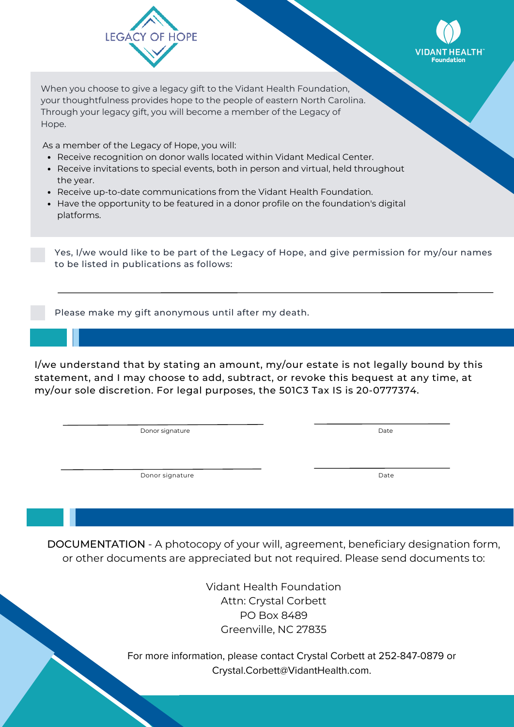LEGACY OF HOPE

VIDANT HEALTH™ Foundation

When you choose to give a legacy gift to the Vidant Health Foundation, your thoughtfulness provides hope to the people of eastern North Carolina. Through your legacy gift, you will become a member of the Legacy of Hope.

As a member of the Legacy of Hope, you will:

- Receive recognition on donor walls located within Vidant Medical Center.
- Receive invitations to special events, both in person and virtual, held throughout the year.
- Receive up-to-date communications from the Vidant Health Foundation.
- Have the opportunity to be featured in a donor profile on the foundation's digital platforms.

☐ Yes, I/we would like to be part of the Legacy of Hope, and give permission for my/our names to be listed in publications as follows:

\_\_\_\_\_\_\_\_\_\_\_\_\_\_\_\_\_\_\_\_\_\_\_\_\_\_\_\_\_\_\_\_\_\_\_\_\_\_\_\_\_\_\_\_\_\_\_\_\_\_\_\_\_\_\_\_

☐ Please make my gift anonymous until after my death.

I/we understand that by stating an amount, my/our estate is not legally bound by this statement, and I may choose to add, subtract, or revoke this bequest at any time, at my/our sole discretion. For legal purposes, the 501C3 Tax IS is 20-0777374.

\_\_\_\_\_\_\_\_\_\_\_\_\_\_\_\_\_\_\_\_\_\_\_\_\_\_\_\_ \_\_\_\_\_\_\_\_\_\_\_\_\_\_\_\_\_\_\_\_
Donor signature Date

\_\_\_\_\_\_\_\_\_\_\_\_\_\_\_\_\_\_\_\_\_\_\_\_\_\_\_\_ \_\_\_\_\_\_\_\_\_\_\_\_\_\_\_\_\_\_\_\_
Donor signature Date

DOCUMENTATION - A photocopy of your will, agreement, beneficiary designation form, or other documents are appreciated but not required. Please send documents to:

Vidant Health Foundation
Attn: Crystal Corbett
PO Box 8489
Greenville, NC 27835

For more information, please contact Crystal Corbett at 252-847-0879 or Crystal.Corbett@VidantHealth.com.